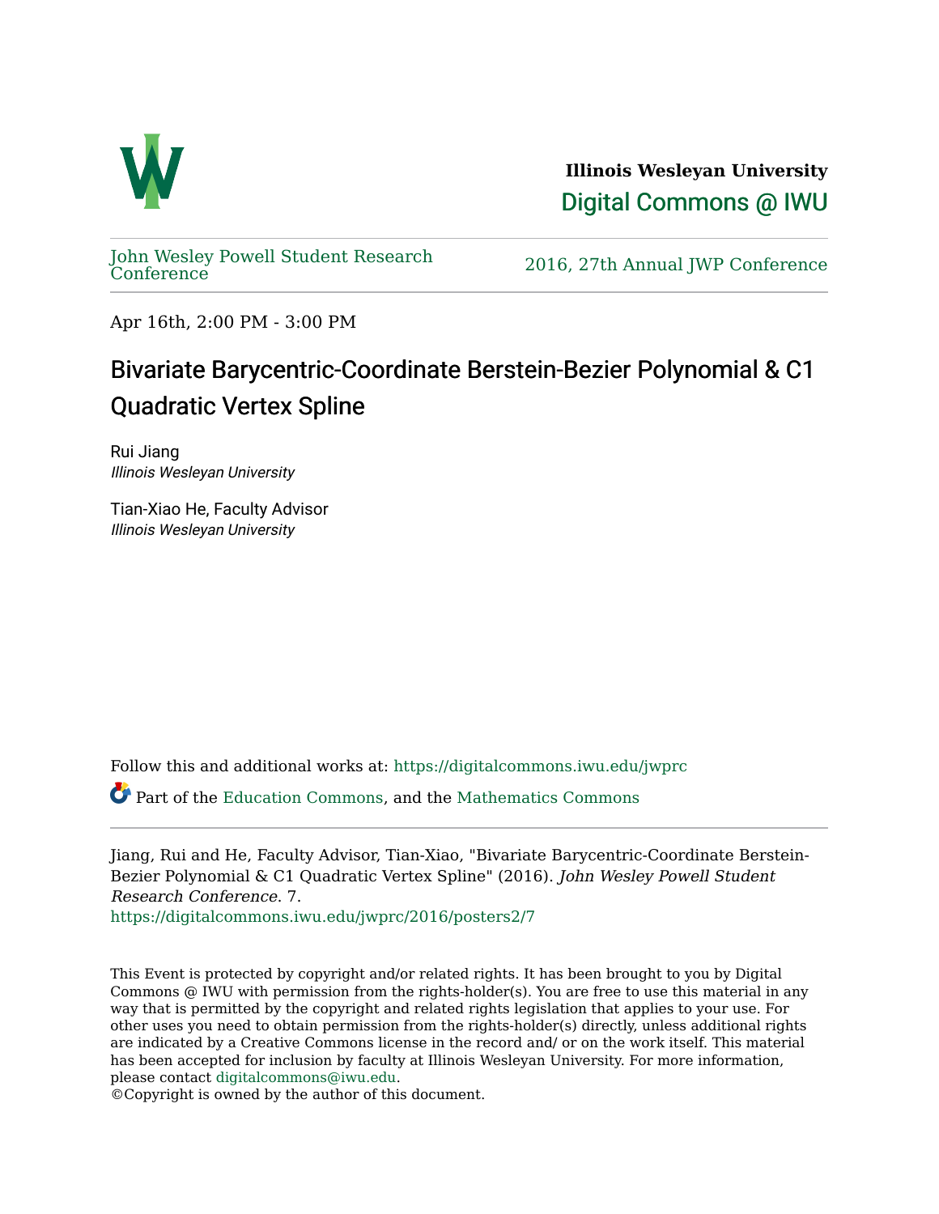**Illinois Wesleyan University**

Digital Commons @ IWU

John Wesley Powell Student Research Conference

2016, 27th Annual JWP Conference

Apr 16th, 2:00 PM - 3:00 PM

# Bivariate Barycentric-Coordinate Berstein-Bezier Polynomial & C1 Quadratic Vertex Spline

Rui Jiang
*Illinois Wesleyan University*

Tian-Xiao He, Faculty Advisor
*Illinois Wesleyan University*

Follow this and additional works at: https://digitalcommons.iwu.edu/jwprc

Part of the Education Commons, and the Mathematics Commons

Jiang, Rui and He, Faculty Advisor, Tian-Xiao, "Bivariate Barycentric-Coordinate Berstein-Bezier Polynomial & C1 Quadratic Vertex Spline" (2016). *John Wesley Powell Student Research Conference*. 7.
https://digitalcommons.iwu.edu/jwprc/2016/posters2/7

This Event is protected by copyright and/or related rights. It has been brought to you by Digital Commons @ IWU with permission from the rights-holder(s). You are free to use this material in any way that is permitted by the copyright and related rights legislation that applies to your use. For other uses you need to obtain permission from the rights-holder(s) directly, unless additional rights are indicated by a Creative Commons license in the record and/ or on the work itself. This material has been accepted for inclusion by faculty at Illinois Wesleyan University. For more information, please contact digitalcommons@iwu.edu.
©Copyright is owned by the author of this document.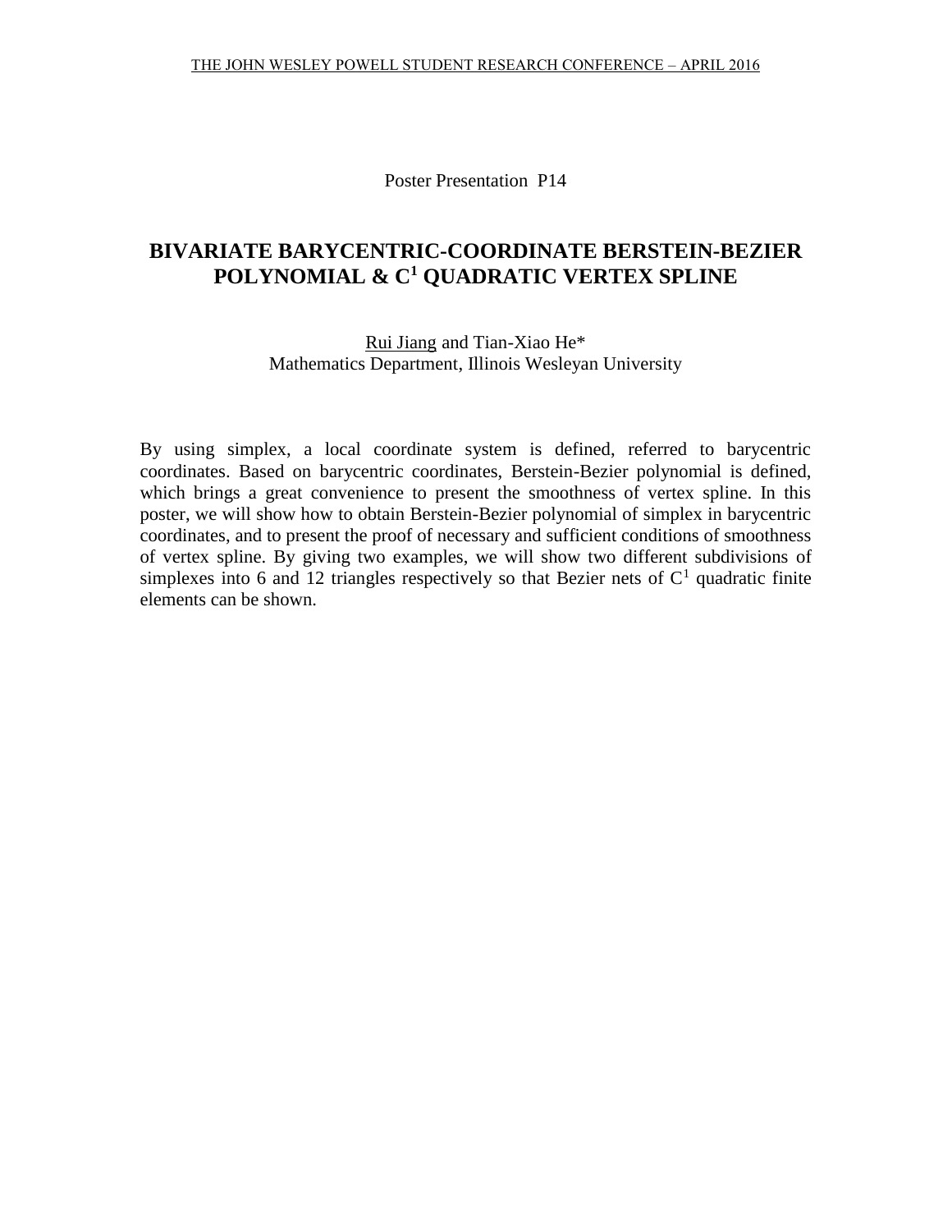Poster Presentation P14

# BIVARIATE BARYCENTRIC-COORDINATE BERSTEIN-BEZIER POLYNOMIAL & $C^1$ QUADRATIC VERTEX SPLINE

Rui Jiang and Tian-Xiao He*
Mathematics Department, Illinois Wesleyan University

By using simplex, a local coordinate system is defined, referred to barycentric coordinates. Based on barycentric coordinates, Berstein-Bezier polynomial is defined, which brings a great convenience to present the smoothness of vertex spline. In this poster, we will show how to obtain Berstein-Bezier polynomial of simplex in barycentric coordinates, and to present the proof of necessary and sufficient conditions of smoothness of vertex spline. By giving two examples, we will show two different subdivisions of simplexes into 6 and 12 triangles respectively so that Bezier nets of $C^1$ quadratic finite elements can be shown.